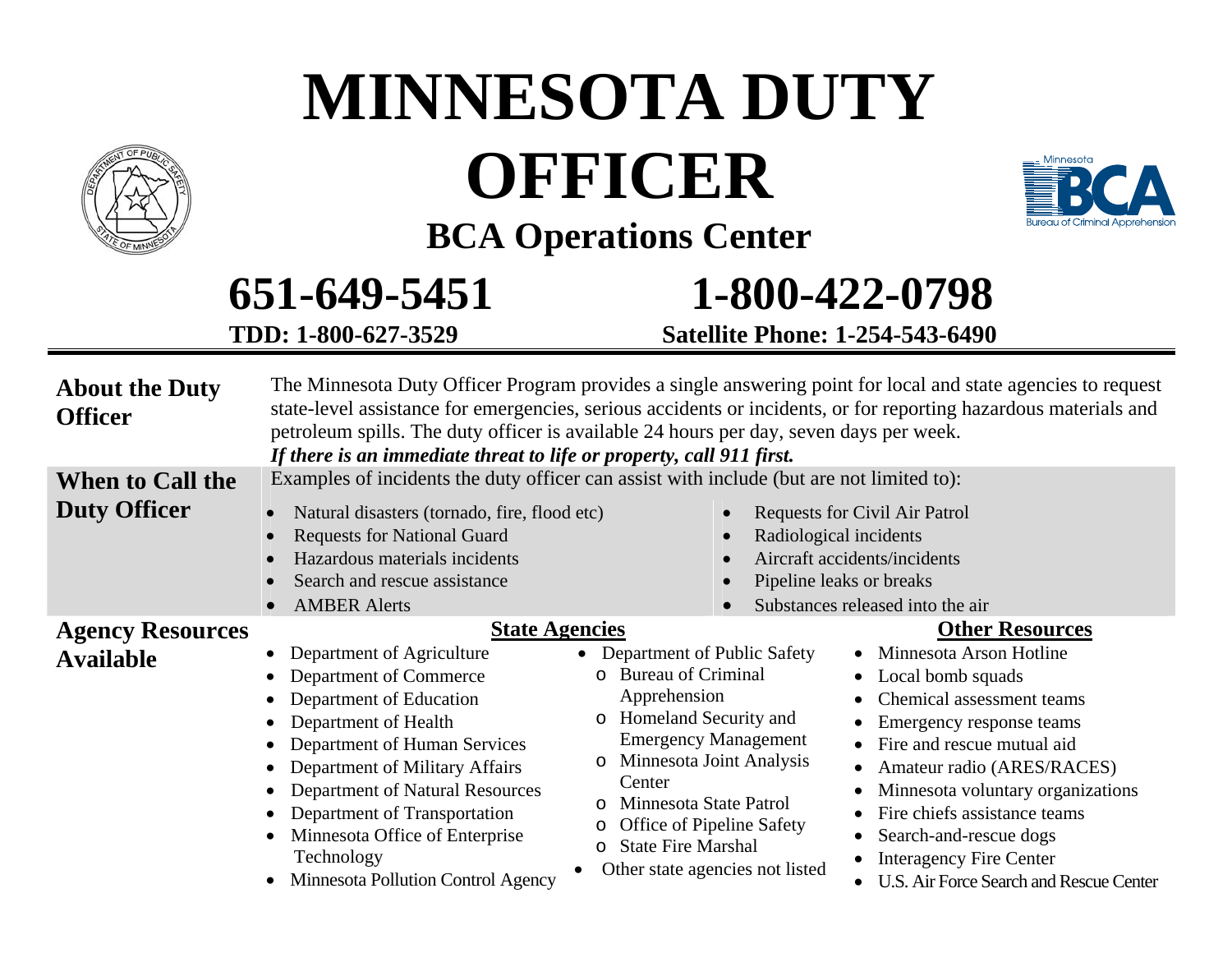# MINNESOTA DUTY OFFICER

## BCA Operations Center

**651-649-5451** | **1-800-422-0798**

**TDD: 1-800-627-3529** | **Satellite Phone: 1-254-543-6490**

---

### About the Duty Officer

The Minnesota Duty Officer Program provides a single answering point for local and state agencies to request state-level assistance for emergencies, serious accidents or incidents, or for reporting hazardous materials and petroleum spills. The duty officer is available 24 hours per day, seven days per week.

***If there is an immediate threat to life or property, call 911 first.***

### When to Call the Duty Officer

Examples of incidents the duty officer can assist with include (but are not limited to):

- Natural disasters (tornado, fire, flood etc)
- Requests for National Guard
- Hazardous materials incidents
- Search and rescue assistance
- AMBER Alerts
- Requests for Civil Air Patrol
- Radiological incidents
- Aircraft accidents/incidents
- Pipeline leaks or breaks
- Substances released into the air

### Agency Resources Available

**State Agencies**

- Department of Agriculture
- Department of Commerce
- Department of Education
- Department of Health
- Department of Human Services
- Department of Military Affairs
- Department of Natural Resources
- Department of Transportation
- Minnesota Office of Enterprise Technology
- Minnesota Pollution Control Agency
- Department of Public Safety
  - Bureau of Criminal Apprehension
  - Homeland Security and Emergency Management
  - Minnesota Joint Analysis Center
  - Minnesota State Patrol
  - Office of Pipeline Safety
  - State Fire Marshal
- Other state agencies not listed

**Other Resources**

- Minnesota Arson Hotline
- Local bomb squads
- Chemical assessment teams
- Emergency response teams
- Fire and rescue mutual aid
- Amateur radio (ARES/RACES)
- Minnesota voluntary organizations
- Fire chiefs assistance teams
- Search-and-rescue dogs
- Interagency Fire Center
- U.S. Air Force Search and Rescue Center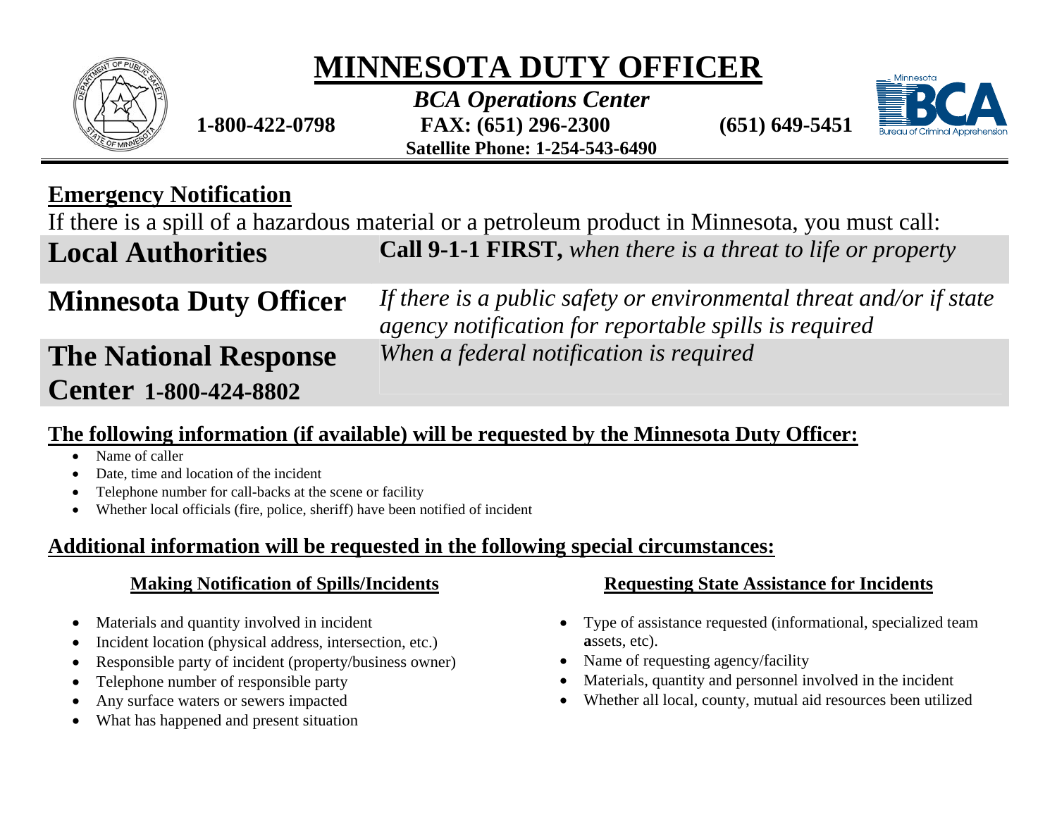# MINNESOTA DUTY OFFICER

***BCA Operations Center***

**1-800-422-0798** **FAX: (651) 296-2300** **(651) 649-5451**

**Satellite Phone: 1-254-543-6490**

## Emergency Notification

If there is a spill of a hazardous material or a petroleum product in Minnesota, you must call:

| | |
|---|---|
| **Local Authorities** | **Call 9-1-1 FIRST,** *when there is a threat to life or property* |
| **Minnesota Duty Officer** | *If there is a public safety or environmental threat and/or if state agency notification for reportable spills is required* |
| **The National Response Center 1-800-424-8802** | *When a federal notification is required* |

## The following information (if available) will be requested by the Minnesota Duty Officer:

- Name of caller
- Date, time and location of the incident
- Telephone number for call-backs at the scene or facility
- Whether local officials (fire, police, sheriff) have been notified of incident

## Additional information will be requested in the following special circumstances:

### Making Notification of Spills/Incidents

- Materials and quantity involved in incident
- Incident location (physical address, intersection, etc.)
- Responsible party of incident (property/business owner)
- Telephone number of responsible party
- Any surface waters or sewers impacted
- What has happened and present situation

### Requesting State Assistance for Incidents

- Type of assistance requested (informational, specialized team **a**ssets, etc).
- Name of requesting agency/facility
- Materials, quantity and personnel involved in the incident
- Whether all local, county, mutual aid resources been utilized